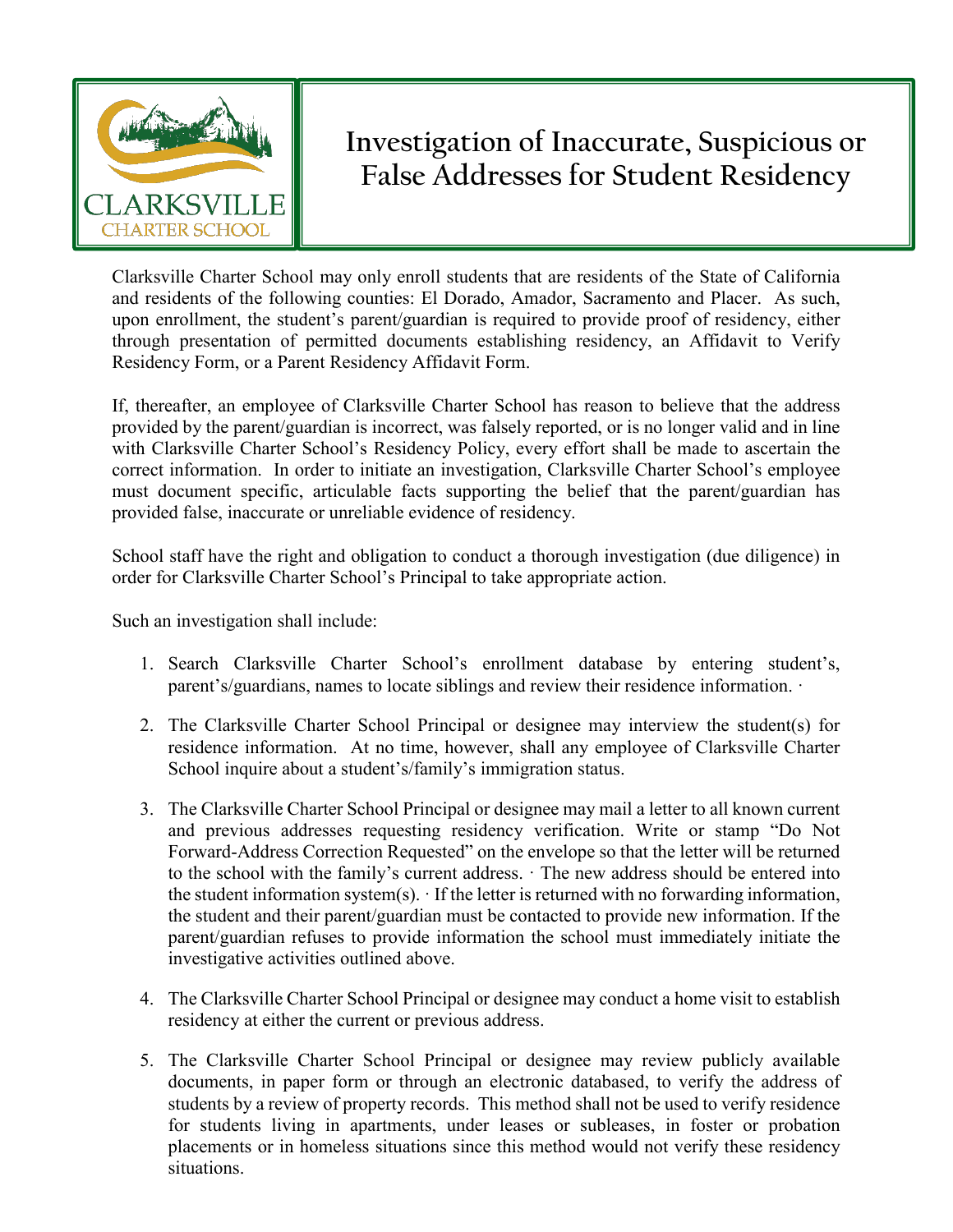# Investigation of Inaccurate, Suspicious or False Addresses for Student Residency

Clarksville Charter School may only enroll students that are residents of the State of California and residents of the following counties: El Dorado, Amador, Sacramento and Placer. As such, upon enrollment, the student's parent/guardian is required to provide proof of residency, either through presentation of permitted documents establishing residency, an Affidavit to Verify Residency Form, or a Parent Residency Affidavit Form.

If, thereafter, an employee of Clarksville Charter School has reason to believe that the address provided by the parent/guardian is incorrect, was falsely reported, or is no longer valid and in line with Clarksville Charter School's Residency Policy, every effort shall be made to ascertain the correct information. In order to initiate an investigation, Clarksville Charter School's employee must document specific, articulable facts supporting the belief that the parent/guardian has provided false, inaccurate or unreliable evidence of residency.

School staff have the right and obligation to conduct a thorough investigation (due diligence) in order for Clarksville Charter School's Principal to take appropriate action.

Such an investigation shall include:

1. Search Clarksville Charter School's enrollment database by entering student's, parent's/guardians, names to locate siblings and review their residence information. ·

2. The Clarksville Charter School Principal or designee may interview the student(s) for residence information. At no time, however, shall any employee of Clarksville Charter School inquire about a student's/family's immigration status.

3. The Clarksville Charter School Principal or designee may mail a letter to all known current and previous addresses requesting residency verification. Write or stamp "Do Not Forward-Address Correction Requested" on the envelope so that the letter will be returned to the school with the family's current address. · The new address should be entered into the student information system(s). · If the letter is returned with no forwarding information, the student and their parent/guardian must be contacted to provide new information. If the parent/guardian refuses to provide information the school must immediately initiate the investigative activities outlined above.

4. The Clarksville Charter School Principal or designee may conduct a home visit to establish residency at either the current or previous address.

5. The Clarksville Charter School Principal or designee may review publicly available documents, in paper form or through an electronic databased, to verify the address of students by a review of property records. This method shall not be used to verify residence for students living in apartments, under leases or subleases, in foster or probation placements or in homeless situations since this method would not verify these residency situations.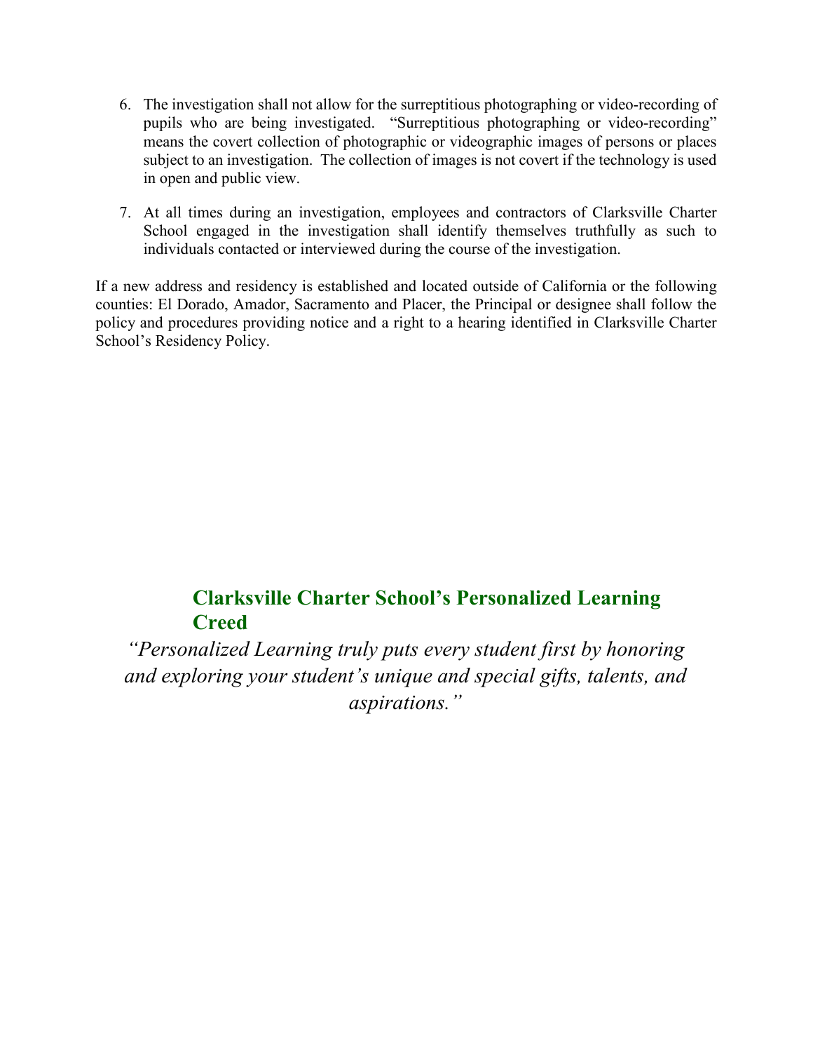6. The investigation shall not allow for the surreptitious photographing or video-recording of pupils who are being investigated. "Surreptitious photographing or video-recording" means the covert collection of photographic or videographic images of persons or places subject to an investigation. The collection of images is not covert if the technology is used in open and public view.

7. At all times during an investigation, employees and contractors of Clarksville Charter School engaged in the investigation shall identify themselves truthfully as such to individuals contacted or interviewed during the course of the investigation.

If a new address and residency is established and located outside of California or the following counties: El Dorado, Amador, Sacramento and Placer, the Principal or designee shall follow the policy and procedures providing notice and a right to a hearing identified in Clarksville Charter School's Residency Policy.

## Clarksville Charter School's Personalized Learning Creed

*"Personalized Learning truly puts every student first by honoring and exploring your student's unique and special gifts, talents, and aspirations."*